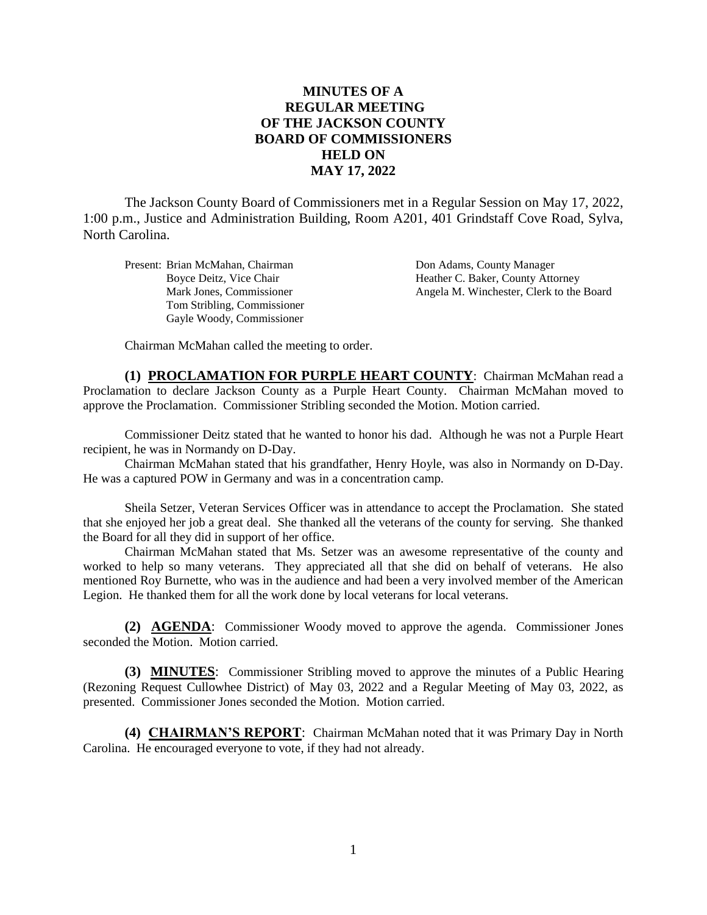# MINUTES OF A REGULAR MEETING OF THE JACKSON COUNTY BOARD OF COMMISSIONERS HELD ON MAY 17, 2022

The Jackson County Board of Commissioners met in a Regular Session on May 17, 2022, 1:00 p.m., Justice and Administration Building, Room A201, 401 Grindstaff Cove Road, Sylva, North Carolina.

| | |
|---|---|
| Present: Brian McMahan, Chairman | Don Adams, County Manager |
| Boyce Deitz, Vice Chair | Heather C. Baker, County Attorney |
| Mark Jones, Commissioner | Angela M. Winchester, Clerk to the Board |
| Tom Stribling, Commissioner | |
| Gayle Woody, Commissioner | |

Chairman McMahan called the meeting to order.

**(1) PROCLAMATION FOR PURPLE HEART COUNTY**: Chairman McMahan read a Proclamation to declare Jackson County as a Purple Heart County. Chairman McMahan moved to approve the Proclamation. Commissioner Stribling seconded the Motion. Motion carried.

Commissioner Deitz stated that he wanted to honor his dad. Although he was not a Purple Heart recipient, he was in Normandy on D-Day.

Chairman McMahan stated that his grandfather, Henry Hoyle, was also in Normandy on D-Day. He was a captured POW in Germany and was in a concentration camp.

Sheila Setzer, Veteran Services Officer was in attendance to accept the Proclamation. She stated that she enjoyed her job a great deal. She thanked all the veterans of the county for serving. She thanked the Board for all they did in support of her office.

Chairman McMahan stated that Ms. Setzer was an awesome representative of the county and worked to help so many veterans. They appreciated all that she did on behalf of veterans. He also mentioned Roy Burnette, who was in the audience and had been a very involved member of the American Legion. He thanked them for all the work done by local veterans for local veterans.

**(2) AGENDA**: Commissioner Woody moved to approve the agenda. Commissioner Jones seconded the Motion. Motion carried.

**(3) MINUTES**: Commissioner Stribling moved to approve the minutes of a Public Hearing (Rezoning Request Cullowhee District) of May 03, 2022 and a Regular Meeting of May 03, 2022, as presented. Commissioner Jones seconded the Motion. Motion carried.

**(4) CHAIRMAN'S REPORT**: Chairman McMahan noted that it was Primary Day in North Carolina. He encouraged everyone to vote, if they had not already.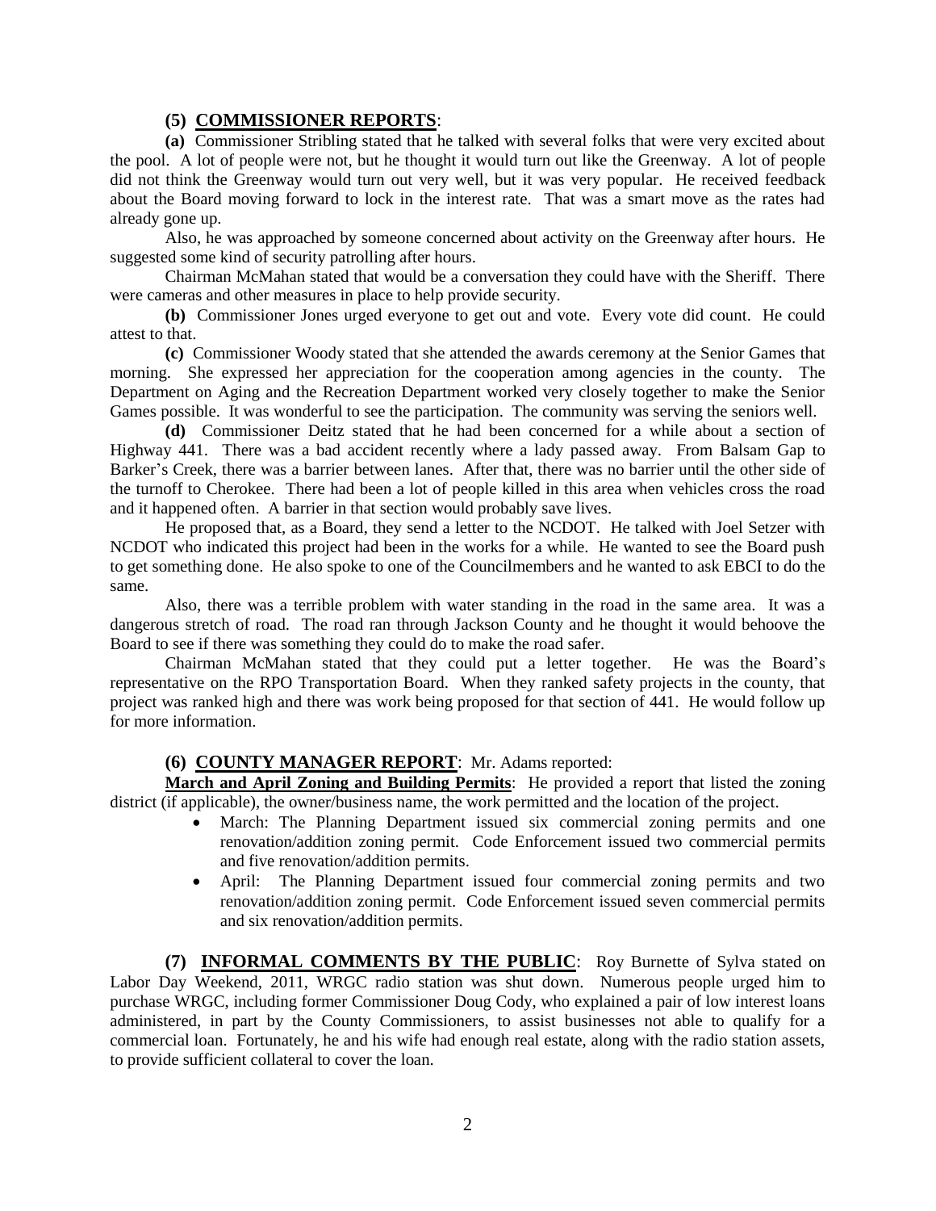**(5) COMMISSIONER REPORTS**:

**(a)** Commissioner Stribling stated that he talked with several folks that were very excited about the pool. A lot of people were not, but he thought it would turn out like the Greenway. A lot of people did not think the Greenway would turn out very well, but it was very popular. He received feedback about the Board moving forward to lock in the interest rate. That was a smart move as the rates had already gone up.

Also, he was approached by someone concerned about activity on the Greenway after hours. He suggested some kind of security patrolling after hours.

Chairman McMahan stated that would be a conversation they could have with the Sheriff. There were cameras and other measures in place to help provide security.

**(b)** Commissioner Jones urged everyone to get out and vote. Every vote did count. He could attest to that.

**(c)** Commissioner Woody stated that she attended the awards ceremony at the Senior Games that morning. She expressed her appreciation for the cooperation among agencies in the county. The Department on Aging and the Recreation Department worked very closely together to make the Senior Games possible. It was wonderful to see the participation. The community was serving the seniors well.

**(d)** Commissioner Deitz stated that he had been concerned for a while about a section of Highway 441. There was a bad accident recently where a lady passed away. From Balsam Gap to Barker's Creek, there was a barrier between lanes. After that, there was no barrier until the other side of the turnoff to Cherokee. There had been a lot of people killed in this area when vehicles cross the road and it happened often. A barrier in that section would probably save lives.

He proposed that, as a Board, they send a letter to the NCDOT. He talked with Joel Setzer with NCDOT who indicated this project had been in the works for a while. He wanted to see the Board push to get something done. He also spoke to one of the Councilmembers and he wanted to ask EBCI to do the same.

Also, there was a terrible problem with water standing in the road in the same area. It was a dangerous stretch of road. The road ran through Jackson County and he thought it would behoove the Board to see if there was something they could do to make the road safer.

Chairman McMahan stated that they could put a letter together. He was the Board's representative on the RPO Transportation Board. When they ranked safety projects in the county, that project was ranked high and there was work being proposed for that section of 441. He would follow up for more information.

**(6) COUNTY MANAGER REPORT**: Mr. Adams reported:

**March and April Zoning and Building Permits**: He provided a report that listed the zoning district (if applicable), the owner/business name, the work permitted and the location of the project.

- March: The Planning Department issued six commercial zoning permits and one renovation/addition zoning permit. Code Enforcement issued two commercial permits and five renovation/addition permits.
- April: The Planning Department issued four commercial zoning permits and two renovation/addition zoning permit. Code Enforcement issued seven commercial permits and six renovation/addition permits.

**(7) INFORMAL COMMENTS BY THE PUBLIC**: Roy Burnette of Sylva stated on Labor Day Weekend, 2011, WRGC radio station was shut down. Numerous people urged him to purchase WRGC, including former Commissioner Doug Cody, who explained a pair of low interest loans administered, in part by the County Commissioners, to assist businesses not able to qualify for a commercial loan. Fortunately, he and his wife had enough real estate, along with the radio station assets, to provide sufficient collateral to cover the loan.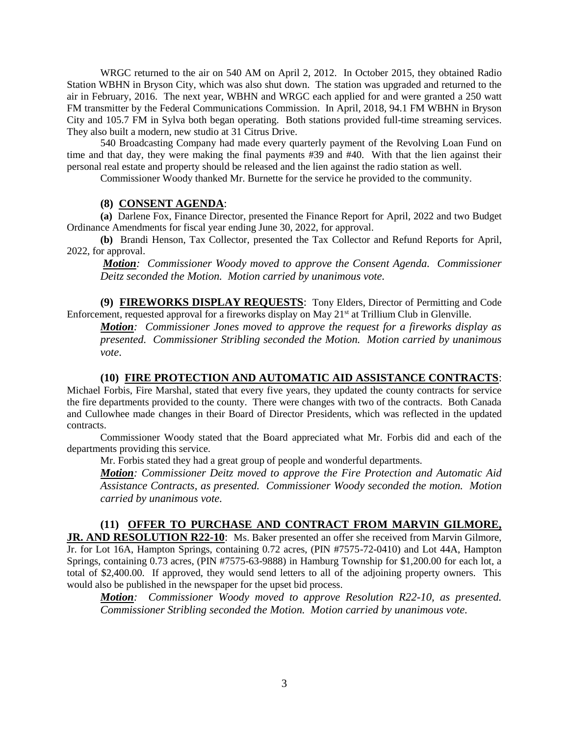WRGC returned to the air on 540 AM on April 2, 2012. In October 2015, they obtained Radio Station WBHN in Bryson City, which was also shut down. The station was upgraded and returned to the air in February, 2016. The next year, WBHN and WRGC each applied for and were granted a 250 watt FM transmitter by the Federal Communications Commission. In April, 2018, 94.1 FM WBHN in Bryson City and 105.7 FM in Sylva both began operating. Both stations provided full-time streaming services. They also built a modern, new studio at 31 Citrus Drive.

540 Broadcasting Company had made every quarterly payment of the Revolving Loan Fund on time and that day, they were making the final payments #39 and #40. With that the lien against their personal real estate and property should be released and the lien against the radio station as well.

Commissioner Woody thanked Mr. Burnette for the service he provided to the community.

**(8) CONSENT AGENDA**:

**(a)** Darlene Fox, Finance Director, presented the Finance Report for April, 2022 and two Budget Ordinance Amendments for fiscal year ending June 30, 2022, for approval.

**(b)** Brandi Henson, Tax Collector, presented the Tax Collector and Refund Reports for April, 2022, for approval.

> ***Motion**: Commissioner Woody moved to approve the Consent Agenda. Commissioner Deitz seconded the Motion. Motion carried by unanimous vote.*

**(9) FIREWORKS DISPLAY REQUESTS**: Tony Elders, Director of Permitting and Code Enforcement, requested approval for a fireworks display on May 21st at Trillium Club in Glenville.

> ***Motion**: Commissioner Jones moved to approve the request for a fireworks display as presented. Commissioner Stribling seconded the Motion. Motion carried by unanimous vote.*

**(10) FIRE PROTECTION AND AUTOMATIC AID ASSISTANCE CONTRACTS**: Michael Forbis, Fire Marshal, stated that every five years, they updated the county contracts for service the fire departments provided to the county. There were changes with two of the contracts. Both Canada and Cullowhee made changes in their Board of Director Presidents, which was reflected in the updated contracts.

Commissioner Woody stated that the Board appreciated what Mr. Forbis did and each of the departments providing this service.

Mr. Forbis stated they had a great group of people and wonderful departments.

> ***Motion**: Commissioner Deitz moved to approve the Fire Protection and Automatic Aid Assistance Contracts, as presented. Commissioner Woody seconded the motion. Motion carried by unanimous vote.*

**(11) OFFER TO PURCHASE AND CONTRACT FROM MARVIN GILMORE, JR. AND RESOLUTION R22-10**: Ms. Baker presented an offer she received from Marvin Gilmore, Jr. for Lot 16A, Hampton Springs, containing 0.72 acres, (PIN #7575-72-0410) and Lot 44A, Hampton Springs, containing 0.73 acres, (PIN #7575-63-9888) in Hamburg Township for $1,200.00 for each lot, a total of $2,400.00. If approved, they would send letters to all of the adjoining property owners. This would also be published in the newspaper for the upset bid process.

> ***Motion**: Commissioner Woody moved to approve Resolution R22-10, as presented. Commissioner Stribling seconded the Motion. Motion carried by unanimous vote.*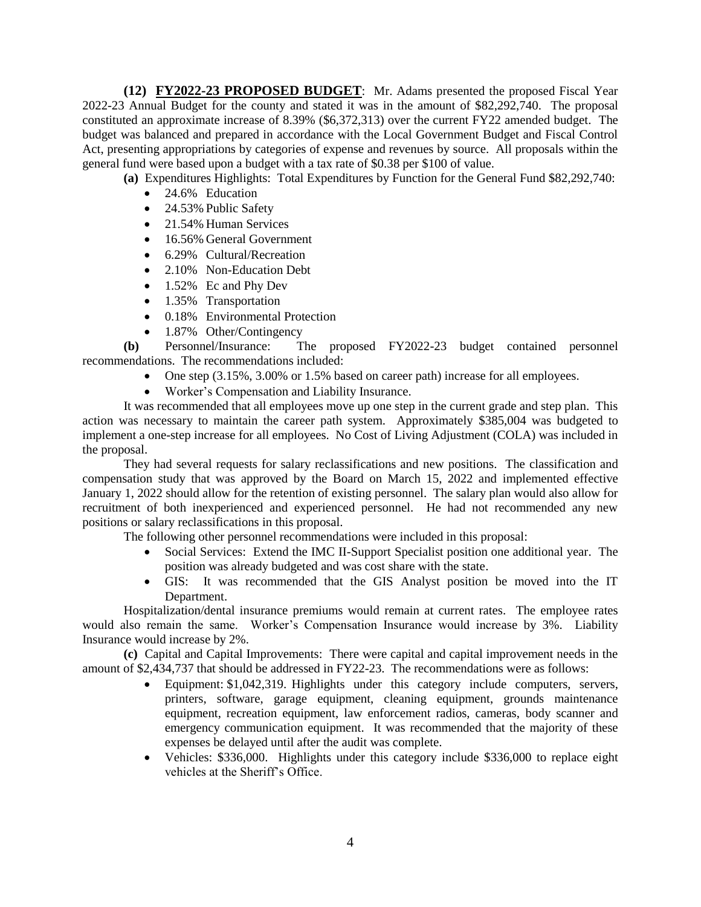**(12) <u>FY2022-23 PROPOSED BUDGET</u>**: Mr. Adams presented the proposed Fiscal Year 2022-23 Annual Budget for the county and stated it was in the amount of $82,292,740. The proposal constituted an approximate increase of 8.39% ($6,372,313) over the current FY22 amended budget. The budget was balanced and prepared in accordance with the Local Government Budget and Fiscal Control Act, presenting appropriations by categories of expense and revenues by source. All proposals within the general fund were based upon a budget with a tax rate of $0.38 per $100 of value.

**(a)** Expenditures Highlights: Total Expenditures by Function for the General Fund $82,292,740:

- 24.6% Education
- 24.53% Public Safety
- 21.54% Human Services
- 16.56% General Government
- 6.29% Cultural/Recreation
- 2.10% Non-Education Debt
- 1.52% Ec and Phy Dev
- 1.35% Transportation
- 0.18% Environmental Protection
- 1.87% Other/Contingency

**(b)** Personnel/Insurance: The proposed FY2022-23 budget contained personnel recommendations. The recommendations included:

- One step (3.15%, 3.00% or 1.5% based on career path) increase for all employees.
- Worker's Compensation and Liability Insurance.

It was recommended that all employees move up one step in the current grade and step plan. This action was necessary to maintain the career path system. Approximately $385,004 was budgeted to implement a one-step increase for all employees. No Cost of Living Adjustment (COLA) was included in the proposal.

They had several requests for salary reclassifications and new positions. The classification and compensation study that was approved by the Board on March 15, 2022 and implemented effective January 1, 2022 should allow for the retention of existing personnel. The salary plan would also allow for recruitment of both inexperienced and experienced personnel. He had not recommended any new positions or salary reclassifications in this proposal.

The following other personnel recommendations were included in this proposal:

- Social Services: Extend the IMC II-Support Specialist position one additional year. The position was already budgeted and was cost share with the state.
- GIS: It was recommended that the GIS Analyst position be moved into the IT Department.

Hospitalization/dental insurance premiums would remain at current rates. The employee rates would also remain the same. Worker's Compensation Insurance would increase by 3%. Liability Insurance would increase by 2%.

**(c)** Capital and Capital Improvements: There were capital and capital improvement needs in the amount of $2,434,737 that should be addressed in FY22-23. The recommendations were as follows:

- Equipment: $1,042,319. Highlights under this category include computers, servers, printers, software, garage equipment, cleaning equipment, grounds maintenance equipment, recreation equipment, law enforcement radios, cameras, body scanner and emergency communication equipment. It was recommended that the majority of these expenses be delayed until after the audit was complete.
- Vehicles: $336,000. Highlights under this category include $336,000 to replace eight vehicles at the Sheriff's Office.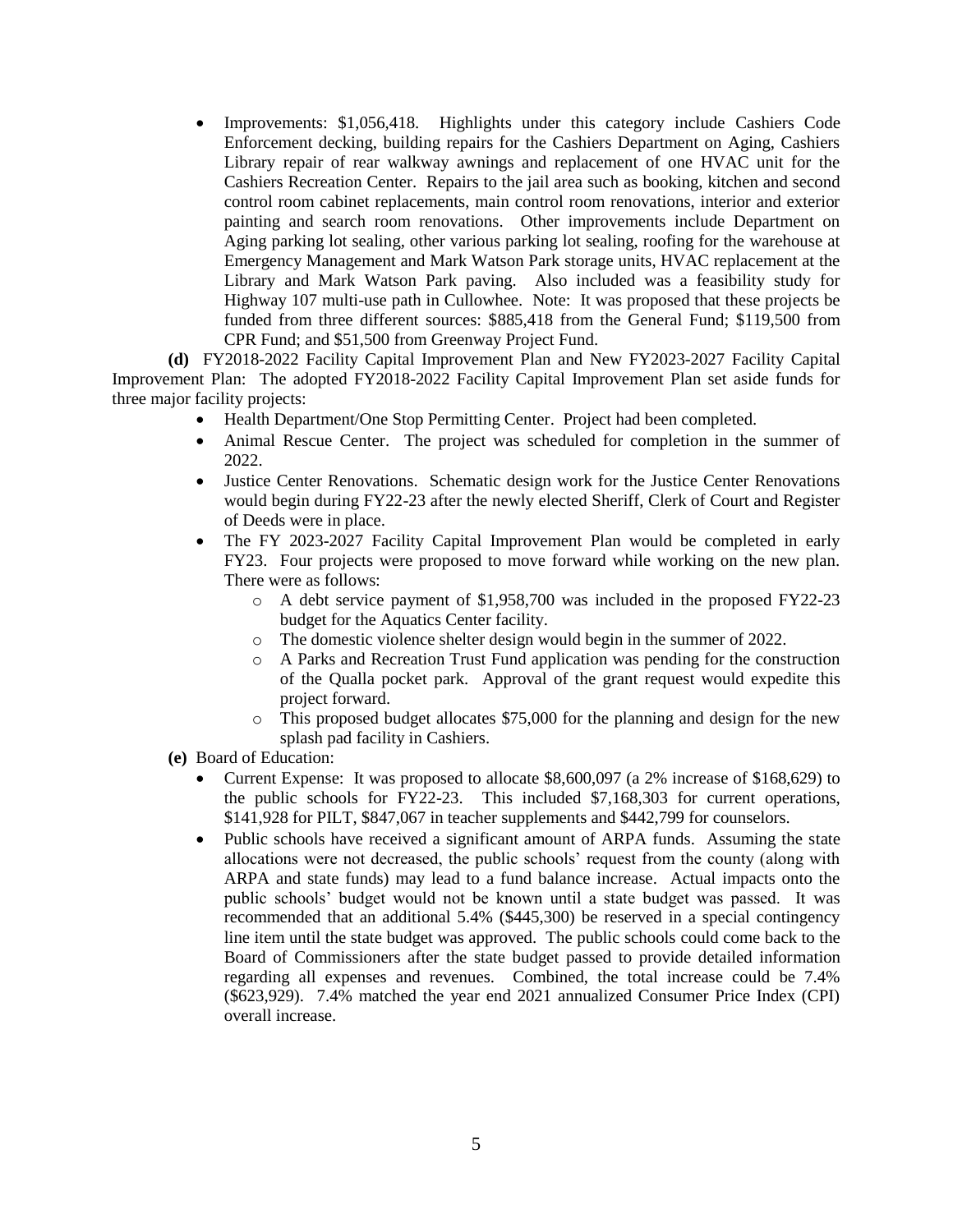- Improvements: $1,056,418. Highlights under this category include Cashiers Code Enforcement decking, building repairs for the Cashiers Department on Aging, Cashiers Library repair of rear walkway awnings and replacement of one HVAC unit for the Cashiers Recreation Center. Repairs to the jail area such as booking, kitchen and second control room cabinet replacements, main control room renovations, interior and exterior painting and search room renovations. Other improvements include Department on Aging parking lot sealing, other various parking lot sealing, roofing for the warehouse at Emergency Management and Mark Watson Park storage units, HVAC replacement at the Library and Mark Watson Park paving. Also included was a feasibility study for Highway 107 multi-use path in Cullowhee. Note: It was proposed that these projects be funded from three different sources: $885,418 from the General Fund; $119,500 from CPR Fund; and $51,500 from Greenway Project Fund.

**(d)** FY2018-2022 Facility Capital Improvement Plan and New FY2023-2027 Facility Capital Improvement Plan: The adopted FY2018-2022 Facility Capital Improvement Plan set aside funds for three major facility projects:

- Health Department/One Stop Permitting Center. Project had been completed.
- Animal Rescue Center. The project was scheduled for completion in the summer of 2022.
- Justice Center Renovations. Schematic design work for the Justice Center Renovations would begin during FY22-23 after the newly elected Sheriff, Clerk of Court and Register of Deeds were in place.
- The FY 2023-2027 Facility Capital Improvement Plan would be completed in early FY23. Four projects were proposed to move forward while working on the new plan. There were as follows:
  - A debt service payment of $1,958,700 was included in the proposed FY22-23 budget for the Aquatics Center facility.
  - The domestic violence shelter design would begin in the summer of 2022.
  - A Parks and Recreation Trust Fund application was pending for the construction of the Qualla pocket park. Approval of the grant request would expedite this project forward.
  - This proposed budget allocates $75,000 for the planning and design for the new splash pad facility in Cashiers.

**(e)** Board of Education:

- Current Expense: It was proposed to allocate $8,600,097 (a 2% increase of $168,629) to the public schools for FY22-23. This included $7,168,303 for current operations, $141,928 for PILT, $847,067 in teacher supplements and $442,799 for counselors.
- Public schools have received a significant amount of ARPA funds. Assuming the state allocations were not decreased, the public schools' request from the county (along with ARPA and state funds) may lead to a fund balance increase. Actual impacts onto the public schools' budget would not be known until a state budget was passed. It was recommended that an additional 5.4% ($445,300) be reserved in a special contingency line item until the state budget was approved. The public schools could come back to the Board of Commissioners after the state budget passed to provide detailed information regarding all expenses and revenues. Combined, the total increase could be 7.4% ($623,929). 7.4% matched the year end 2021 annualized Consumer Price Index (CPI) overall increase.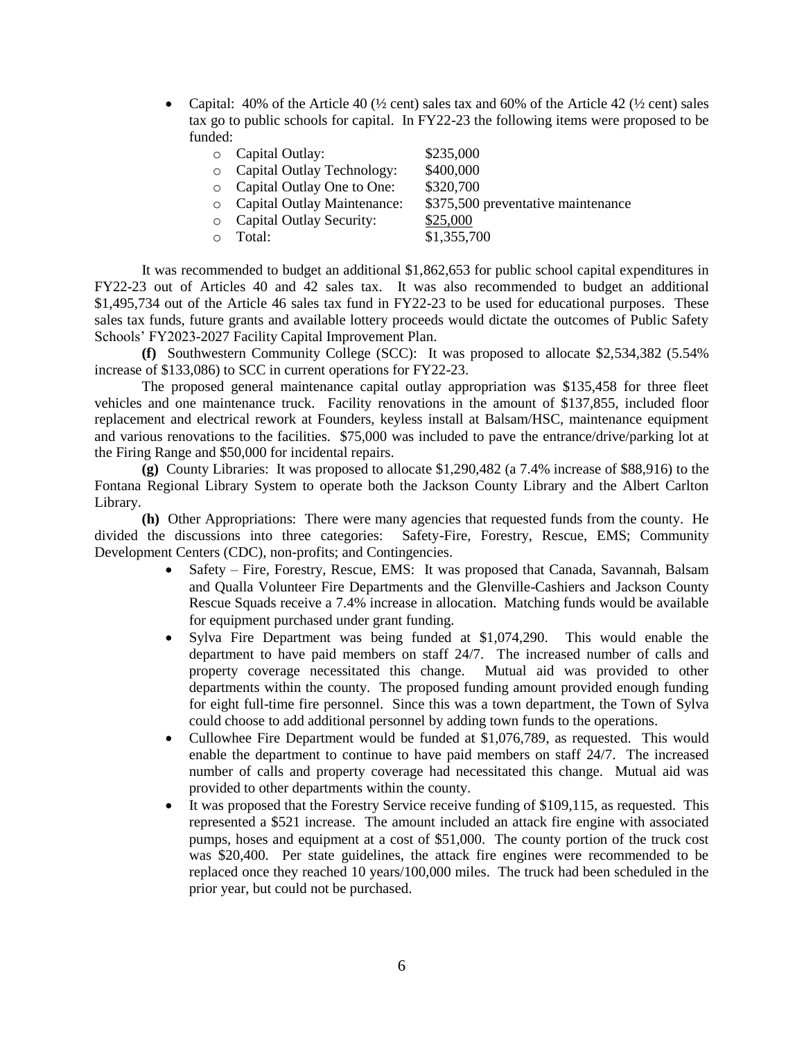- Capital: 40% of the Article 40 (½ cent) sales tax and 60% of the Article 42 (½ cent) sales tax go to public schools for capital. In FY22-23 the following items were proposed to be funded:
  - Capital Outlay: $235,000
  - Capital Outlay Technology: $400,000
  - Capital Outlay One to One: $320,700
  - Capital Outlay Maintenance: $375,500 preventative maintenance
  - Capital Outlay Security: $25,000
  - Total: $1,355,700

It was recommended to budget an additional $1,862,653 for public school capital expenditures in FY22-23 out of Articles 40 and 42 sales tax. It was also recommended to budget an additional $1,495,734 out of the Article 46 sales tax fund in FY22-23 to be used for educational purposes. These sales tax funds, future grants and available lottery proceeds would dictate the outcomes of Public Safety Schools' FY2023-2027 Facility Capital Improvement Plan.

**(f)** Southwestern Community College (SCC): It was proposed to allocate $2,534,382 (5.54% increase of $133,086) to SCC in current operations for FY22-23.

The proposed general maintenance capital outlay appropriation was $135,458 for three fleet vehicles and one maintenance truck. Facility renovations in the amount of $137,855, included floor replacement and electrical rework at Founders, keyless install at Balsam/HSC, maintenance equipment and various renovations to the facilities. $75,000 was included to pave the entrance/drive/parking lot at the Firing Range and $50,000 for incidental repairs.

**(g)** County Libraries: It was proposed to allocate $1,290,482 (a 7.4% increase of $88,916) to the Fontana Regional Library System to operate both the Jackson County Library and the Albert Carlton Library.

**(h)** Other Appropriations: There were many agencies that requested funds from the county. He divided the discussions into three categories: Safety-Fire, Forestry, Rescue, EMS; Community Development Centers (CDC), non-profits; and Contingencies.

- Safety – Fire, Forestry, Rescue, EMS: It was proposed that Canada, Savannah, Balsam and Qualla Volunteer Fire Departments and the Glenville-Cashiers and Jackson County Rescue Squads receive a 7.4% increase in allocation. Matching funds would be available for equipment purchased under grant funding.
- Sylva Fire Department was being funded at $1,074,290. This would enable the department to have paid members on staff 24/7. The increased number of calls and property coverage necessitated this change. Mutual aid was provided to other departments within the county. The proposed funding amount provided enough funding for eight full-time fire personnel. Since this was a town department, the Town of Sylva could choose to add additional personnel by adding town funds to the operations.
- Cullowhee Fire Department would be funded at $1,076,789, as requested. This would enable the department to continue to have paid members on staff 24/7. The increased number of calls and property coverage had necessitated this change. Mutual aid was provided to other departments within the county.
- It was proposed that the Forestry Service receive funding of $109,115, as requested. This represented a $521 increase. The amount included an attack fire engine with associated pumps, hoses and equipment at a cost of $51,000. The county portion of the truck cost was $20,400. Per state guidelines, the attack fire engines were recommended to be replaced once they reached 10 years/100,000 miles. The truck had been scheduled in the prior year, but could not be purchased.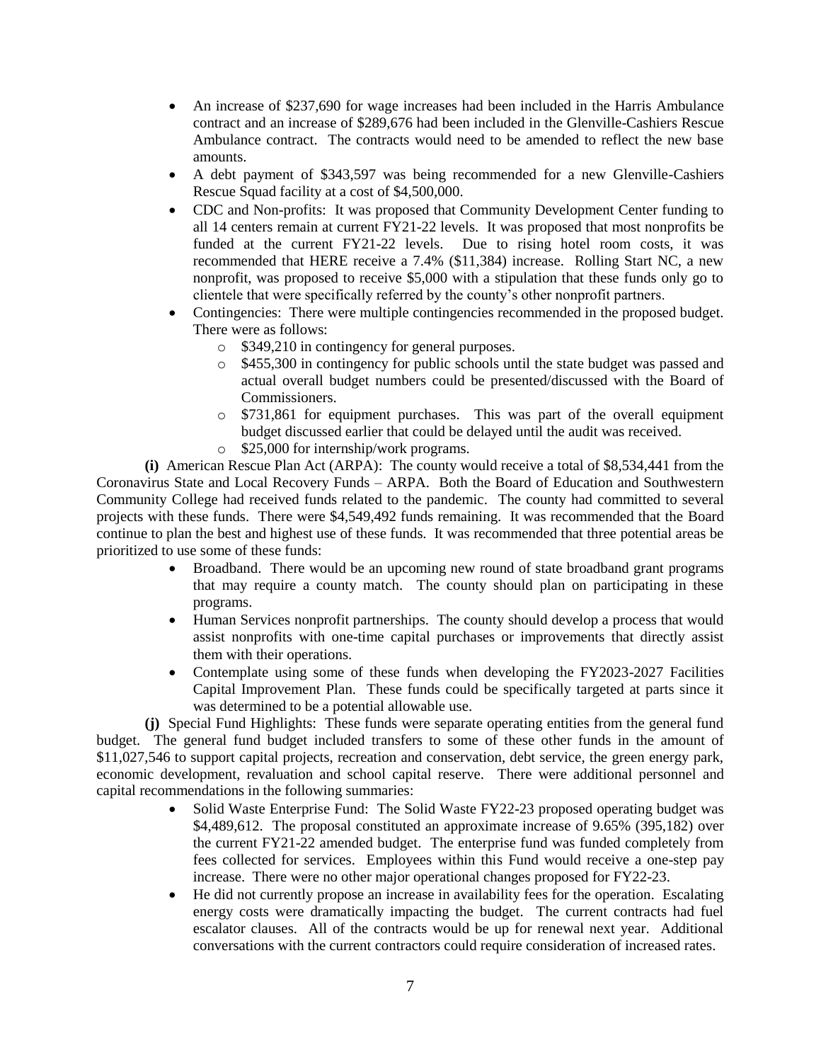- An increase of $237,690 for wage increases had been included in the Harris Ambulance contract and an increase of $289,676 had been included in the Glenville-Cashiers Rescue Ambulance contract. The contracts would need to be amended to reflect the new base amounts.
- A debt payment of $343,597 was being recommended for a new Glenville-Cashiers Rescue Squad facility at a cost of $4,500,000.
- CDC and Non-profits: It was proposed that Community Development Center funding to all 14 centers remain at current FY21-22 levels. It was proposed that most nonprofits be funded at the current FY21-22 levels. Due to rising hotel room costs, it was recommended that HERE receive a 7.4% ($11,384) increase. Rolling Start NC, a new nonprofit, was proposed to receive $5,000 with a stipulation that these funds only go to clientele that were specifically referred by the county's other nonprofit partners.
- Contingencies: There were multiple contingencies recommended in the proposed budget. There were as follows:
  - $349,210 in contingency for general purposes.
  - $455,300 in contingency for public schools until the state budget was passed and actual overall budget numbers could be presented/discussed with the Board of Commissioners.
  - $731,861 for equipment purchases. This was part of the overall equipment budget discussed earlier that could be delayed until the audit was received.
  - $25,000 for internship/work programs.

**(i)** American Rescue Plan Act (ARPA): The county would receive a total of $8,534,441 from the Coronavirus State and Local Recovery Funds – ARPA. Both the Board of Education and Southwestern Community College had received funds related to the pandemic. The county had committed to several projects with these funds. There were $4,549,492 funds remaining. It was recommended that the Board continue to plan the best and highest use of these funds. It was recommended that three potential areas be prioritized to use some of these funds:

- Broadband. There would be an upcoming new round of state broadband grant programs that may require a county match. The county should plan on participating in these programs.
- Human Services nonprofit partnerships. The county should develop a process that would assist nonprofits with one-time capital purchases or improvements that directly assist them with their operations.
- Contemplate using some of these funds when developing the FY2023-2027 Facilities Capital Improvement Plan. These funds could be specifically targeted at parts since it was determined to be a potential allowable use.

**(j)** Special Fund Highlights: These funds were separate operating entities from the general fund budget. The general fund budget included transfers to some of these other funds in the amount of $11,027,546 to support capital projects, recreation and conservation, debt service, the green energy park, economic development, revaluation and school capital reserve. There were additional personnel and capital recommendations in the following summaries:

- Solid Waste Enterprise Fund: The Solid Waste FY22-23 proposed operating budget was $4,489,612. The proposal constituted an approximate increase of 9.65% (395,182) over the current FY21-22 amended budget. The enterprise fund was funded completely from fees collected for services. Employees within this Fund would receive a one-step pay increase. There were no other major operational changes proposed for FY22-23.
- He did not currently propose an increase in availability fees for the operation. Escalating energy costs were dramatically impacting the budget. The current contracts had fuel escalator clauses. All of the contracts would be up for renewal next year. Additional conversations with the current contractors could require consideration of increased rates.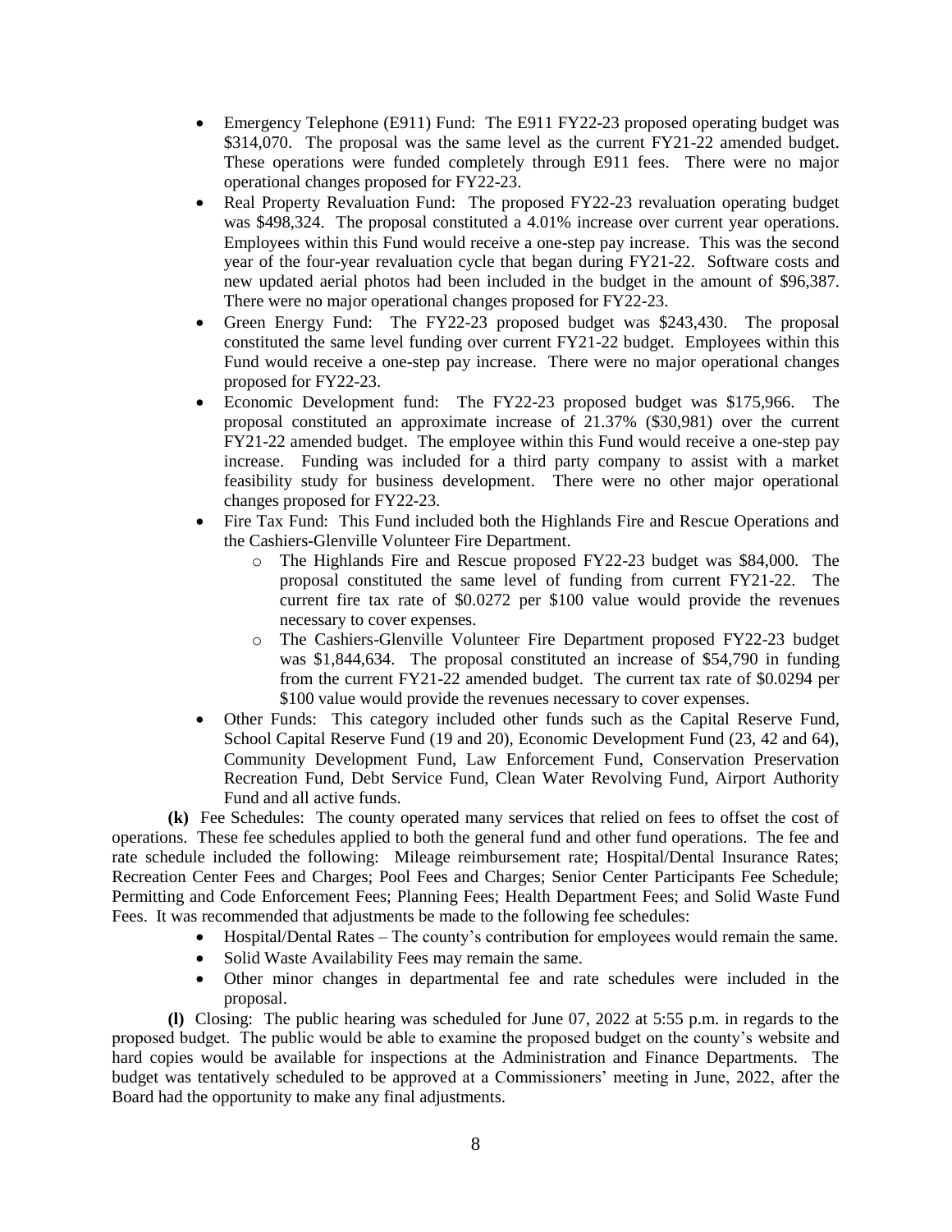- Emergency Telephone (E911) Fund: The E911 FY22-23 proposed operating budget was $314,070. The proposal was the same level as the current FY21-22 amended budget. These operations were funded completely through E911 fees. There were no major operational changes proposed for FY22-23.
- Real Property Revaluation Fund: The proposed FY22-23 revaluation operating budget was $498,324. The proposal constituted a 4.01% increase over current year operations. Employees within this Fund would receive a one-step pay increase. This was the second year of the four-year revaluation cycle that began during FY21-22. Software costs and new updated aerial photos had been included in the budget in the amount of $96,387. There were no major operational changes proposed for FY22-23.
- Green Energy Fund: The FY22-23 proposed budget was $243,430. The proposal constituted the same level funding over current FY21-22 budget. Employees within this Fund would receive a one-step pay increase. There were no major operational changes proposed for FY22-23.
- Economic Development fund: The FY22-23 proposed budget was $175,966. The proposal constituted an approximate increase of 21.37% ($30,981) over the current FY21-22 amended budget. The employee within this Fund would receive a one-step pay increase. Funding was included for a third party company to assist with a market feasibility study for business development. There were no other major operational changes proposed for FY22-23.
- Fire Tax Fund: This Fund included both the Highlands Fire and Rescue Operations and the Cashiers-Glenville Volunteer Fire Department.
  - The Highlands Fire and Rescue proposed FY22-23 budget was $84,000. The proposal constituted the same level of funding from current FY21-22. The current fire tax rate of $0.0272 per $100 value would provide the revenues necessary to cover expenses.
  - The Cashiers-Glenville Volunteer Fire Department proposed FY22-23 budget was $1,844,634. The proposal constituted an increase of $54,790 in funding from the current FY21-22 amended budget. The current tax rate of $0.0294 per $100 value would provide the revenues necessary to cover expenses.
- Other Funds: This category included other funds such as the Capital Reserve Fund, School Capital Reserve Fund (19 and 20), Economic Development Fund (23, 42 and 64), Community Development Fund, Law Enforcement Fund, Conservation Preservation Recreation Fund, Debt Service Fund, Clean Water Revolving Fund, Airport Authority Fund and all active funds.

**(k)** Fee Schedules: The county operated many services that relied on fees to offset the cost of operations. These fee schedules applied to both the general fund and other fund operations. The fee and rate schedule included the following: Mileage reimbursement rate; Hospital/Dental Insurance Rates; Recreation Center Fees and Charges; Pool Fees and Charges; Senior Center Participants Fee Schedule; Permitting and Code Enforcement Fees; Planning Fees; Health Department Fees; and Solid Waste Fund Fees. It was recommended that adjustments be made to the following fee schedules:

- Hospital/Dental Rates – The county's contribution for employees would remain the same.
- Solid Waste Availability Fees may remain the same.
- Other minor changes in departmental fee and rate schedules were included in the proposal.

**(l)** Closing: The public hearing was scheduled for June 07, 2022 at 5:55 p.m. in regards to the proposed budget. The public would be able to examine the proposed budget on the county's website and hard copies would be available for inspections at the Administration and Finance Departments. The budget was tentatively scheduled to be approved at a Commissioners' meeting in June, 2022, after the Board had the opportunity to make any final adjustments.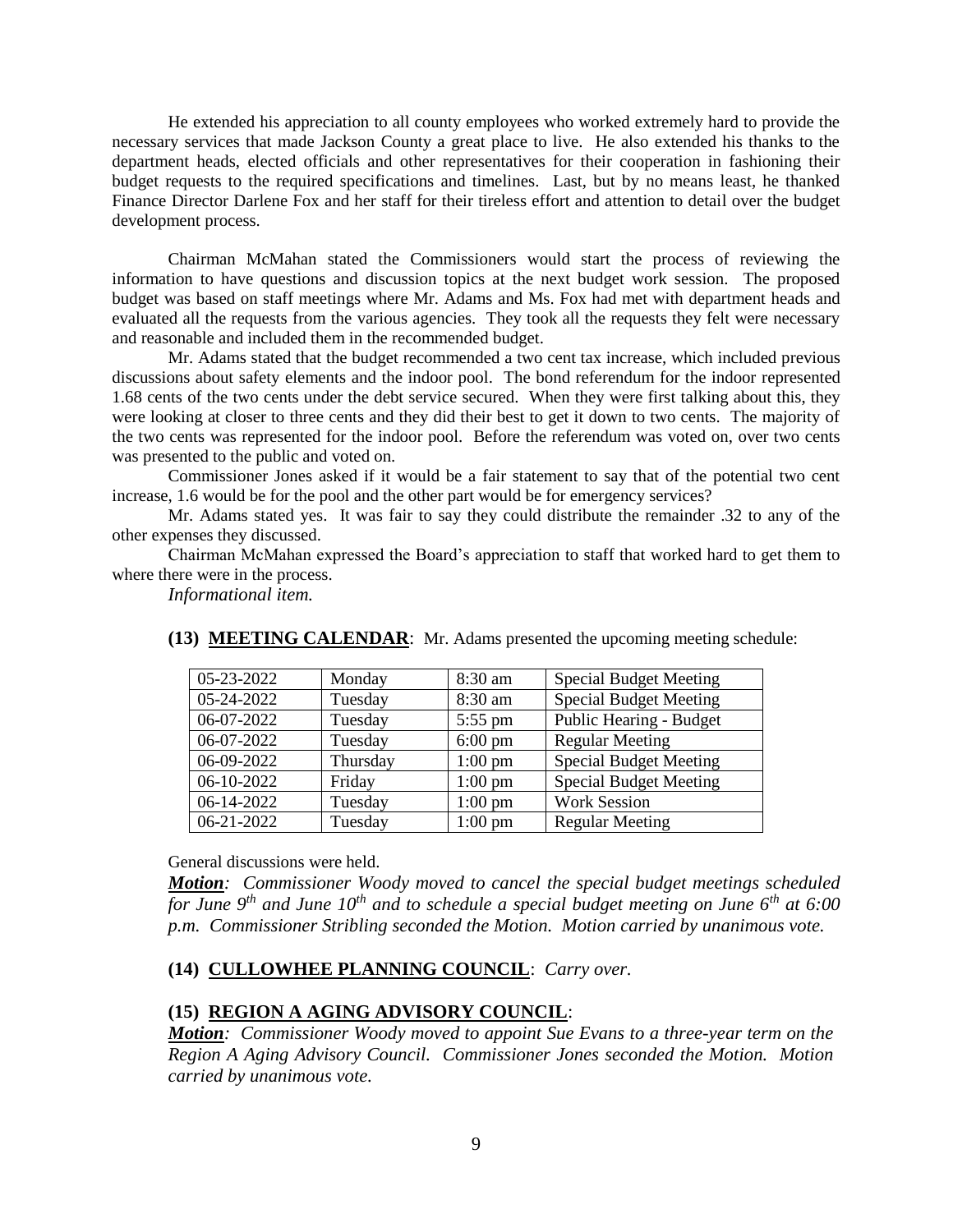He extended his appreciation to all county employees who worked extremely hard to provide the necessary services that made Jackson County a great place to live. He also extended his thanks to the department heads, elected officials and other representatives for their cooperation in fashioning their budget requests to the required specifications and timelines. Last, but by no means least, he thanked Finance Director Darlene Fox and her staff for their tireless effort and attention to detail over the budget development process.

Chairman McMahan stated the Commissioners would start the process of reviewing the information to have questions and discussion topics at the next budget work session. The proposed budget was based on staff meetings where Mr. Adams and Ms. Fox had met with department heads and evaluated all the requests from the various agencies. They took all the requests they felt were necessary and reasonable and included them in the recommended budget.

Mr. Adams stated that the budget recommended a two cent tax increase, which included previous discussions about safety elements and the indoor pool. The bond referendum for the indoor represented 1.68 cents of the two cents under the debt service secured. When they were first talking about this, they were looking at closer to three cents and they did their best to get it down to two cents. The majority of the two cents was represented for the indoor pool. Before the referendum was voted on, over two cents was presented to the public and voted on.

Commissioner Jones asked if it would be a fair statement to say that of the potential two cent increase, 1.6 would be for the pool and the other part would be for emergency services?

Mr. Adams stated yes. It was fair to say they could distribute the remainder .32 to any of the other expenses they discussed.

Chairman McMahan expressed the Board's appreciation to staff that worked hard to get them to where there were in the process.

*Informational item.*

**(13) MEETING CALENDAR**: Mr. Adams presented the upcoming meeting schedule:

| | | | |
|---|---|---|---|
| 05-23-2022 | Monday | 8:30 am | Special Budget Meeting |
| 05-24-2022 | Tuesday | 8:30 am | Special Budget Meeting |
| 06-07-2022 | Tuesday | 5:55 pm | Public Hearing - Budget |
| 06-07-2022 | Tuesday | 6:00 pm | Regular Meeting |
| 06-09-2022 | Thursday | 1:00 pm | Special Budget Meeting |
| 06-10-2022 | Friday | 1:00 pm | Special Budget Meeting |
| 06-14-2022 | Tuesday | 1:00 pm | Work Session |
| 06-21-2022 | Tuesday | 1:00 pm | Regular Meeting |

General discussions were held.

***Motion**: Commissioner Woody moved to cancel the special budget meetings scheduled for June 9th and June 10th and to schedule a special budget meeting on June 6th at 6:00 p.m. Commissioner Stribling seconded the Motion. Motion carried by unanimous vote.*

**(14) CULLOWHEE PLANNING COUNCIL**: *Carry over.*

**(15) REGION A AGING ADVISORY COUNCIL**:

***Motion**: Commissioner Woody moved to appoint Sue Evans to a three-year term on the Region A Aging Advisory Council. Commissioner Jones seconded the Motion. Motion carried by unanimous vote.*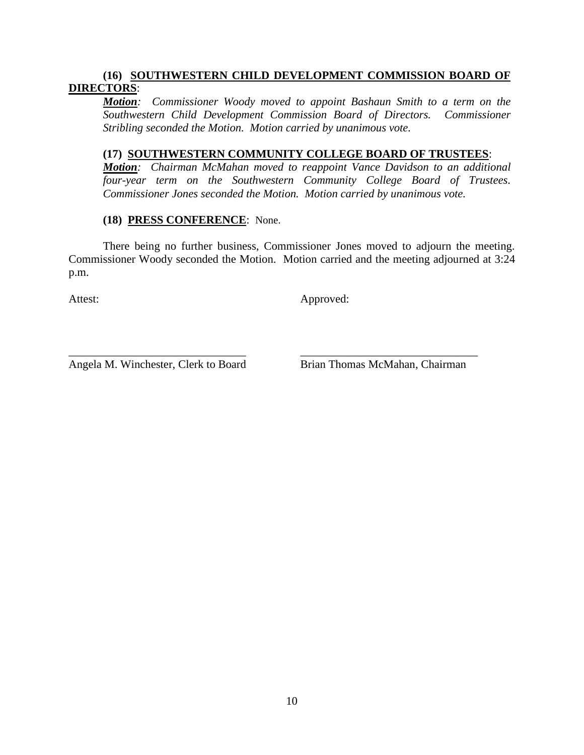**(16) <u>SOUTHWESTERN CHILD DEVELOPMENT COMMISSION BOARD OF DIRECTORS</u>**:

***<u>Motion</u>**: Commissioner Woody moved to appoint Bashaun Smith to a term on the Southwestern Child Development Commission Board of Directors. Commissioner Stribling seconded the Motion. Motion carried by unanimous vote.*

**(17) <u>SOUTHWESTERN COMMUNITY COLLEGE BOARD OF TRUSTEES</u>**:

***<u>Motion</u>**: Chairman McMahan moved to reappoint Vance Davidson to an additional four-year term on the Southwestern Community College Board of Trustees. Commissioner Jones seconded the Motion. Motion carried by unanimous vote.*

**(18) <u>PRESS CONFERENCE</u>**: None.

There being no further business, Commissioner Jones moved to adjourn the meeting. Commissioner Woody seconded the Motion. Motion carried and the meeting adjourned at 3:24 p.m.

Attest:

_______________________________
Angela M. Winchester, Clerk to Board

Approved:

_______________________________
Brian Thomas McMahan, Chairman